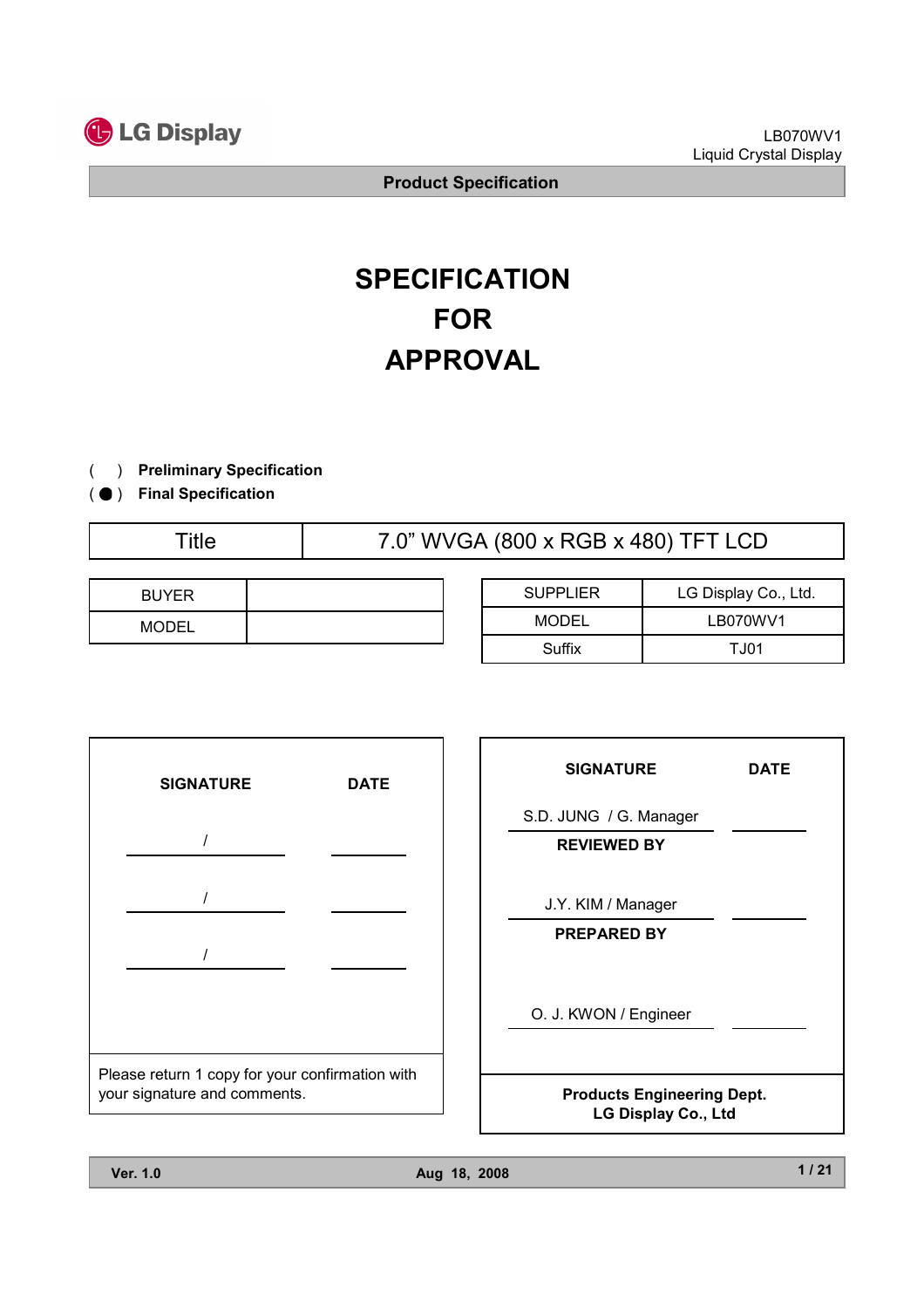LG Display

LB070WV1
Liquid Crystal Display

**Product Specification**

# SPECIFICATION
# FOR
# APPROVAL

( ) **Preliminary Specification**
( ● ) **Final Specification**

| Title | 7.0" WVGA (800 x RGB x 480) TFT LCD |
|---|---|

| BUYER | |
|---|---|
| MODEL | |

| SUPPLIER | LG Display Co., Ltd. |
|---|---|
| MODEL | LB070WV1 |
| Suffix | TJ01 |

| SIGNATURE | DATE |
|---|---|
| / | |
| / | |
| / | |

Please return 1 copy for your confirmation with your signature and comments.

| SIGNATURE | DATE |
|---|---|
| S.D. JUNG / G. Manager | |
| **REVIEWED BY** | |
| J.Y. KIM / Manager | |
| **PREPARED BY** | |
| O. J. KWON / Engineer | |

**Products Engineering Dept.**
**LG Display Co., Ltd**

**Ver. 1.0** **Aug 18, 2008**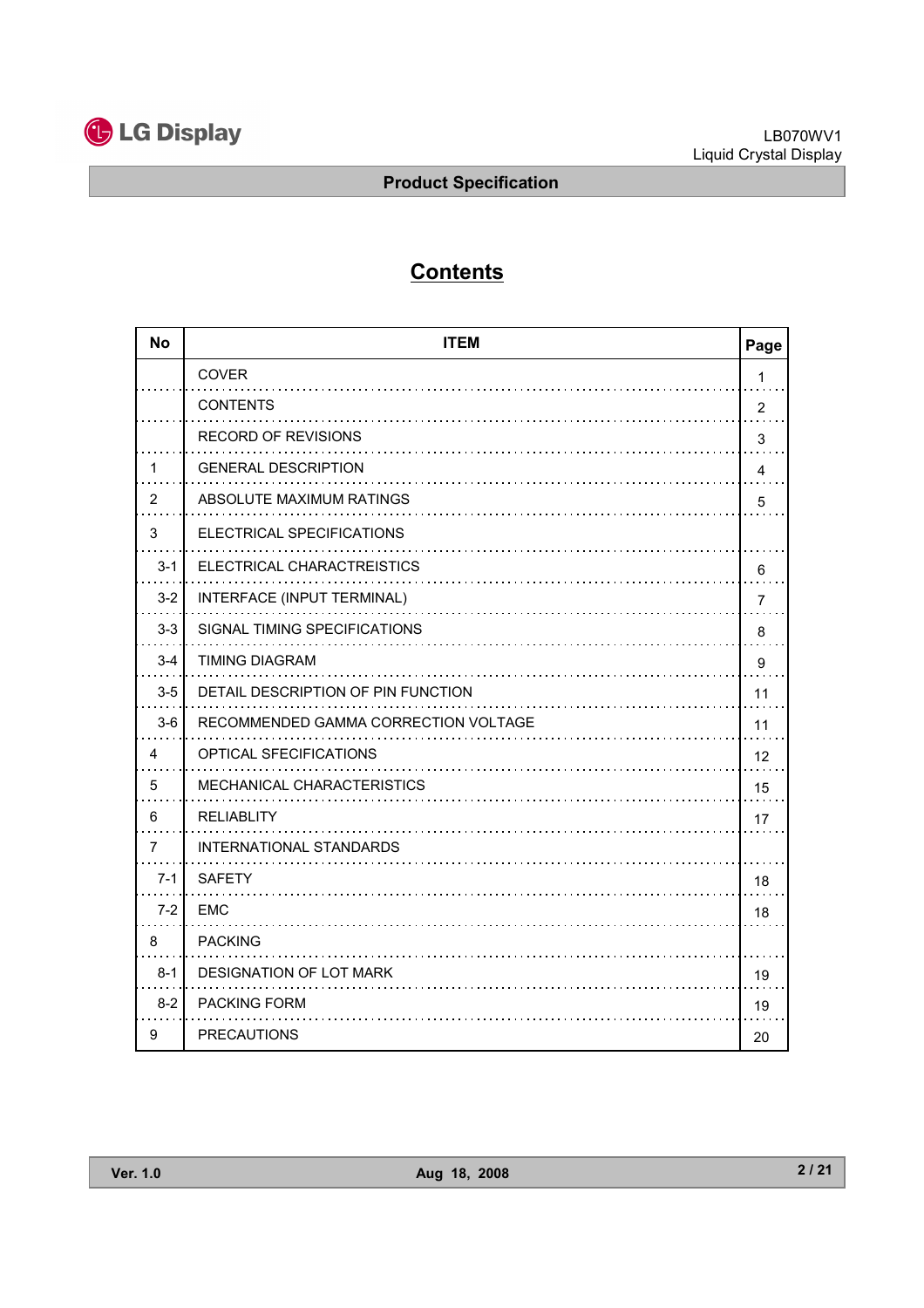# Contents

| No | ITEM | Page |
|---|---|---|
| | COVER | 1 |
| | CONTENTS | 2 |
| | RECORD OF REVISIONS | 3 |
| 1 | GENERAL DESCRIPTION | 4 |
| 2 | ABSOLUTE MAXIMUM RATINGS | 5 |
| 3 | ELECTRICAL SPECIFICATIONS | |
| 3-1 | ELECTRICAL CHARACTREISTICS | 6 |
| 3-2 | INTERFACE (INPUT TERMINAL) | 7 |
| 3-3 | SIGNAL TIMING SPECIFICATIONS | 8 |
| 3-4 | TIMING DIAGRAM | 9 |
| 3-5 | DETAIL DESCRIPTION OF PIN FUNCTION | 11 |
| 3-6 | RECOMMENDED GAMMA CORRECTION VOLTAGE | 11 |
| 4 | OPTICAL SFECIFICATIONS | 12 |
| 5 | MECHANICAL CHARACTERISTICS | 15 |
| 6 | RELIABLITY | 17 |
| 7 | INTERNATIONAL STANDARDS | |
| 7-1 | SAFETY | 18 |
| 7-2 | EMC | 18 |
| 8 | PACKING | |
| 8-1 | DESIGNATION OF LOT MARK | 19 |
| 8-2 | PACKING FORM | 19 |
| 9 | PRECAUTIONS | 20 |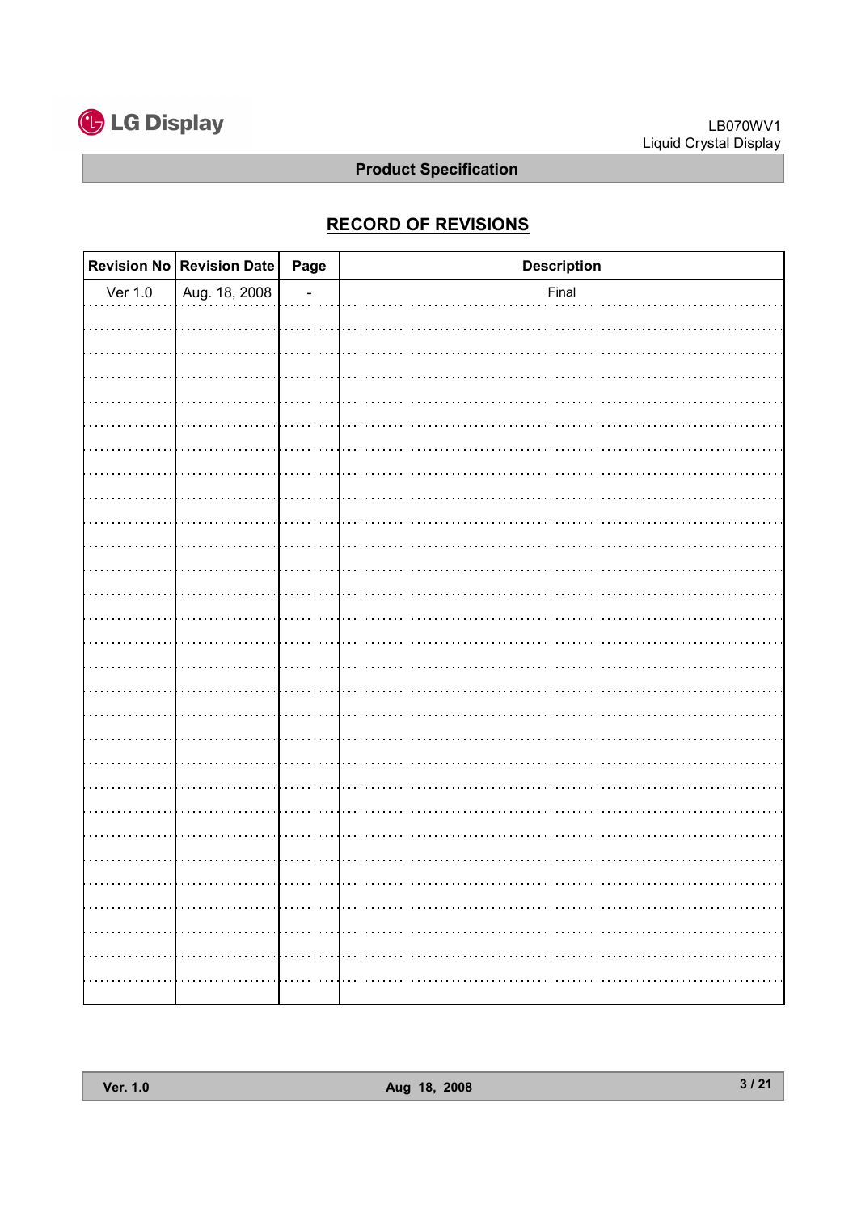## RECORD OF REVISIONS

| Revision No | Revision Date | Page | Description |
|---|---|---|---|
| Ver 1.0 | Aug. 18, 2008 | - | Final |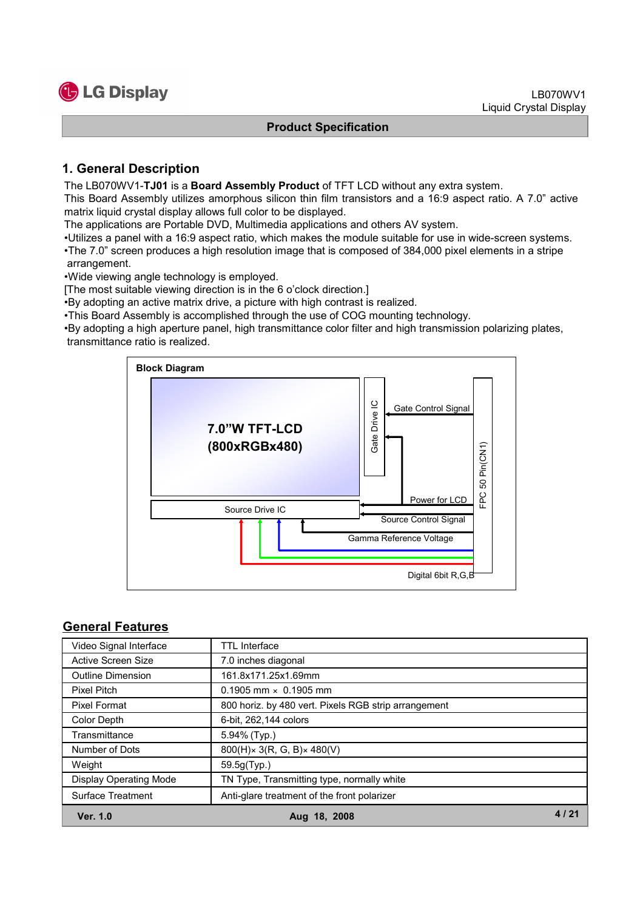## 1. General Description

The LB070WV1-**TJ01** is a **Board Assembly Product** of TFT LCD without any extra system.
This Board Assembly utilizes amorphous silicon thin film transistors and a 16:9 aspect ratio. A 7.0" active matrix liquid crystal display allows full color to be displayed.
The applications are Portable DVD, Multimedia applications and others AV system.

- •Utilizes a panel with a 16:9 aspect ratio, which makes the module suitable for use in wide-screen systems.
- •The 7.0" screen produces a high resolution image that is composed of 384,000 pixel elements in a stripe arrangement.
- •Wide viewing angle technology is employed.
[The most suitable viewing direction is in the 6 o'clock direction.]
- •By adopting an active matrix drive, a picture with high contrast is realized.
- •This Board Assembly is accomplished through the use of COG mounting technology.
- •By adopting a high aperture panel, high transmittance color filter and high transmission polarizing plates, transmittance ratio is realized.

**Block Diagram**

7.0"W TFT-LCD (800xRGBx480)

Gate Drive IC

Gate Control Signal

Power for LCD

Source Drive IC

Source Control Signal

Gamma Reference Voltage

FPC 50 Pin(CN1)

Digital 6bit R,G,B

## General Features

| | |
|---|---|
| Video Signal Interface | TTL Interface |
| Active Screen Size | 7.0 inches diagonal |
| Outline Dimension | 161.8x171.25x1.69mm |
| Pixel Pitch | 0.1905 mm × 0.1905 mm |
| Pixel Format | 800 horiz. by 480 vert. Pixels RGB strip arrangement |
| Color Depth | 6-bit, 262,144 colors |
| Transmittance | 5.94% (Typ.) |
| Number of Dots | 800(H)× 3(R, G, B)× 480(V) |
| Weight | 59.5g(Typ.) |
| Display Operating Mode | TN Type, Transmitting type, normally white |
| Surface Treatment | Anti-glare treatment of the front polarizer |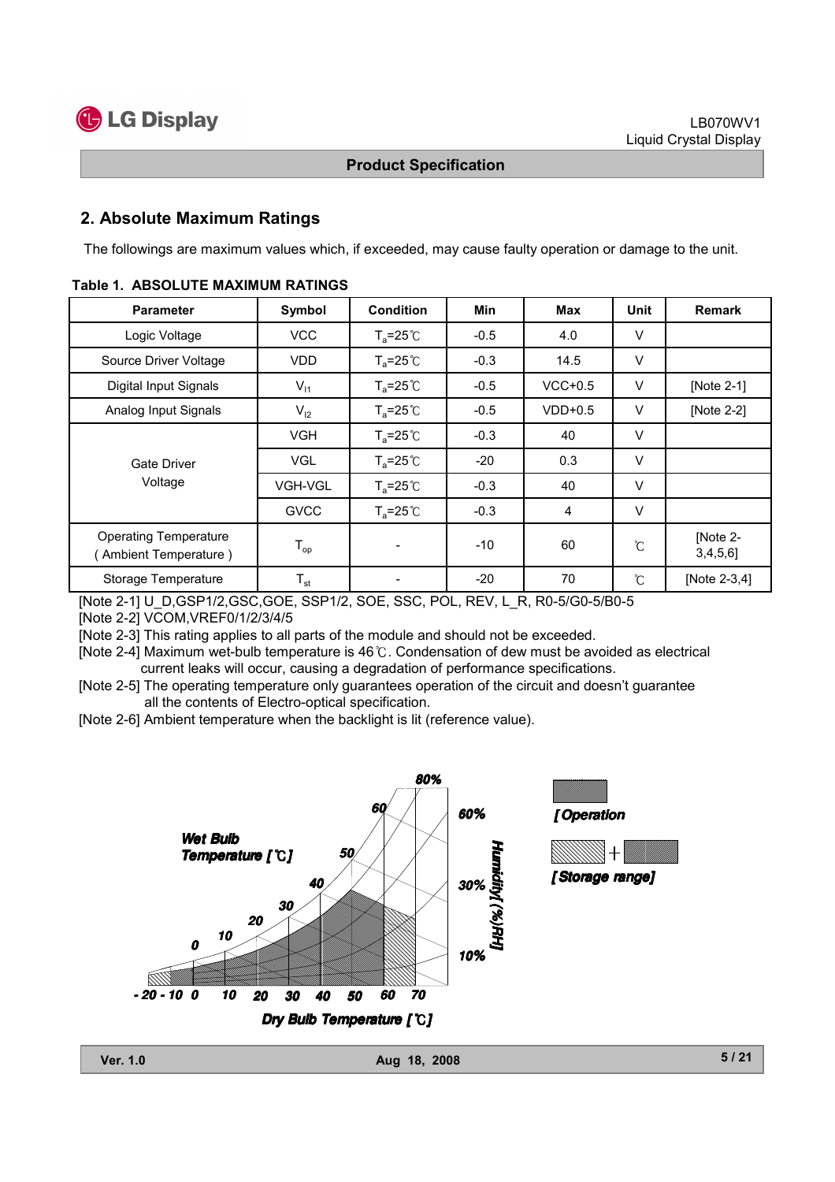## 2. Absolute Maximum Ratings

The followings are maximum values which, if exceeded, may cause faulty operation or damage to the unit.

**Table 1. ABSOLUTE MAXIMUM RATINGS**

| Parameter | Symbol | Condition | Min | Max | Unit | Remark |
|---|---|---|---|---|---|---|
| Logic Voltage | VCC | $T_a$=25℃ | -0.5 | 4.0 | V | |
| Source Driver Voltage | VDD | $T_a$=25℃ | -0.3 | 14.5 | V | |
| Digital Input Signals | $V_{I1}$ | $T_a$=25℃ | -0.5 | VCC+0.5 | V | [Note 2-1] |
| Analog Input Signals | $V_{I2}$ | $T_a$=25℃ | -0.5 | VDD+0.5 | V | [Note 2-2] |
| Gate Driver Voltage | VGH | $T_a$=25℃ | -0.3 | 40 | V | |
| | VGL | $T_a$=25℃ | -20 | 0.3 | V | |
| | VGH-VGL | $T_a$=25℃ | -0.3 | 40 | V | |
| | GVCC | $T_a$=25℃ | -0.3 | 4 | V | |
| Operating Temperature ( Ambient Temperature ) | $T_{op}$ | - | -10 | 60 | ℃ | [Note 2-3,4,5,6] |
| Storage Temperature | $T_{st}$ | - | -20 | 70 | ℃ | [Note 2-3,4] |

[Note 2-1] U_D,GSP1/2,GSC,GOE, SSP1/2, SOE, SSC, POL, REV, L_R, R0-5/G0-5/B0-5
[Note 2-2] VCOM,VREF0/1/2/3/4/5
[Note 2-3] This rating applies to all parts of the module and should not be exceeded.
[Note 2-4] Maximum wet-bulb temperature is 46℃. Condensation of dew must be avoided as electrical current leaks will occur, causing a degradation of performance specifications.
[Note 2-5] The operating temperature only guarantees operation of the circuit and doesn't guarantee all the contents of Electro-optical specification.
[Note 2-6] Ambient temperature when the backlight is lit (reference value).

Wet Bulb Temperature [℃]: 0, 10, 20, 30, 40, 50, 60

Humidity [(%)RH]: 10%, 30%, 60%, 80%

Dry Bulb Temperature [℃]: -20, -10, 0, 10, 20, 30, 40, 50, 60, 70

[Operation]

[Storage range]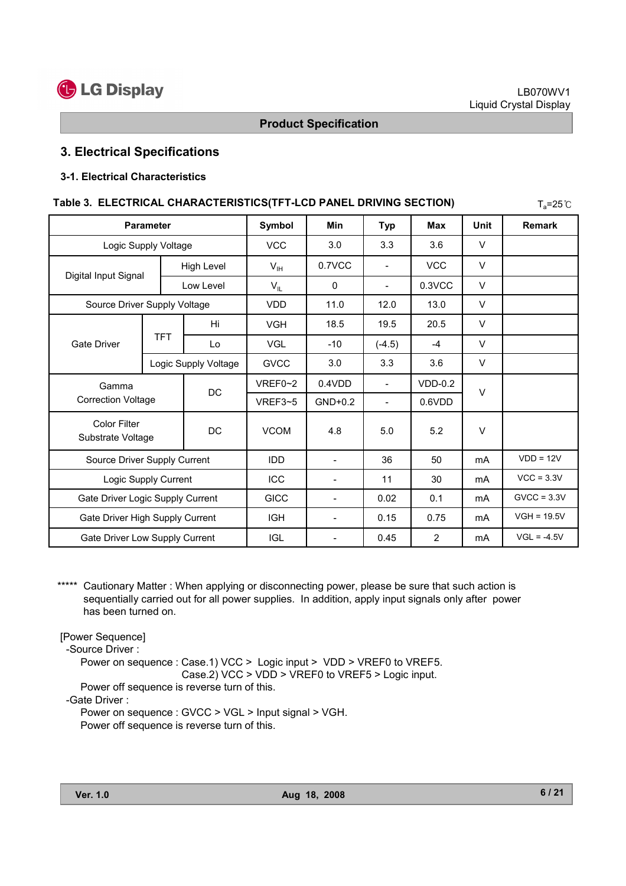# 3. Electrical Specifications

### 3-1. Electrical Characteristics

**Table 3. ELECTRICAL CHARACTERISTICS(TFT-LCD PANEL DRIVING SECTION)** $T_a$=25℃

| Parameter | | | Symbol | Min | Typ | Max | Unit | Remark |
|---|---|---|---|---|---|---|---|---|
| Logic Supply Voltage | | | VCC | 3.0 | 3.3 | 3.6 | V | |
| Digital Input Signal | High Level | | $V_{IH}$ | 0.7VCC | - | VCC | V | |
| | Low Level | | $V_{IL}$ | 0 | - | 0.3VCC | V | |
| Source Driver Supply Voltage | | | VDD | 11.0 | 12.0 | 13.0 | V | |
| Gate Driver | TFT | Hi | VGH | 18.5 | 19.5 | 20.5 | V | |
| | | Lo | VGL | -10 | (-4.5) | -4 | V | |
| | Logic Supply Voltage | | GVCC | 3.0 | 3.3 | 3.6 | V | |
| Gamma Correction Voltage | DC | | VREF0~2 | 0.4VDD | - | VDD-0.2 | V | |
| | | | VREF3~5 | GND+0.2 | - | 0.6VDD | | |
| Color Filter Substrate Voltage | DC | | VCOM | 4.8 | 5.0 | 5.2 | V | |
| Source Driver Supply Current | | | IDD | - | 36 | 50 | mA | VDD = 12V |
| Logic Supply Current | | | ICC | - | 11 | 30 | mA | VCC = 3.3V |
| Gate Driver Logic Supply Current | | | GICC | - | 0.02 | 0.1 | mA | GVCC = 3.3V |
| Gate Driver High Supply Current | | | IGH | - | 0.15 | 0.75 | mA | VGH = 19.5V |
| Gate Driver Low Supply Current | | | IGL | - | 0.45 | 2 | mA | VGL = -4.5V |

***** Cautionary Matter : When applying or disconnecting power, please be sure that such action is sequentially carried out for all power supplies. In addition, apply input signals only after power has been turned on.

[Power Sequence]

-Source Driver :

Power on sequence : Case.1) VCC > Logic input > VDD > VREF0 to VREF5.

Case.2) VCC > VDD > VREF0 to VREF5 > Logic input.

Power off sequence is reverse turn of this.

-Gate Driver :

Power on sequence : GVCC > VGL > Input signal > VGH.

Power off sequence is reverse turn of this.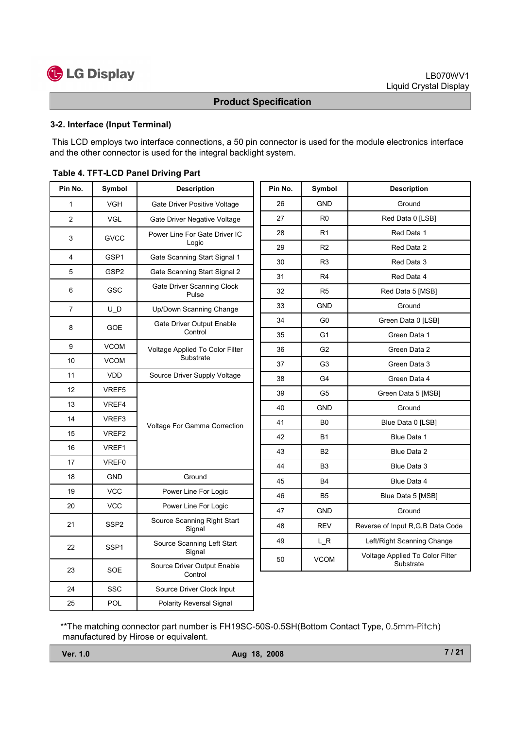### 3-2. Interface (Input Terminal)

This LCD employs two interface connections, a 50 pin connector is used for the module electronics interface and the other connector is used for the integral backlight system.

**Table 4. TFT-LCD Panel Driving Part**

| Pin No. | Symbol | Description | Pin No. | Symbol | Description |
|---|---|---|---|---|---|
| 1 | VGH | Gate Driver Positive Voltage | 26 | GND | Ground |
| 2 | VGL | Gate Driver Negative Voltage | 27 | R0 | Red Data 0 [LSB] |
| 3 | GVCC | Power Line For Gate Driver IC Logic | 28 | R1 | Red Data 1 |
| | | | 29 | R2 | Red Data 2 |
| 4 | GSP1 | Gate Scanning Start Signal 1 | 30 | R3 | Red Data 3 |
| 5 | GSP2 | Gate Scanning Start Signal 2 | 31 | R4 | Red Data 4 |
| 6 | GSC | Gate Driver Scanning Clock Pulse | 32 | R5 | Red Data 5 [MSB] |
| 7 | U_D | Up/Down Scanning Change | 33 | GND | Ground |
| 8 | GOE | Gate Driver Output Enable Control | 34 | G0 | Green Data 0 [LSB] |
| | | | 35 | G1 | Green Data 1 |
| 9 | VCOM | Voltage Applied To Color Filter Substrate | 36 | G2 | Green Data 2 |
| 10 | VCOM | | 37 | G3 | Green Data 3 |
| 11 | VDD | Source Driver Supply Voltage | 38 | G4 | Green Data 4 |
| 12 | VREF5 | Voltage For Gamma Correction | 39 | G5 | Green Data 5 [MSB] |
| 13 | VREF4 | | 40 | GND | Ground |
| 14 | VREF3 | | 41 | B0 | Blue Data 0 [LSB] |
| 15 | VREF2 | | 42 | B1 | Blue Data 1 |
| 16 | VREF1 | | 43 | B2 | Blue Data 2 |
| 17 | VREF0 | | 44 | B3 | Blue Data 3 |
| 18 | GND | Ground | 45 | B4 | Blue Data 4 |
| 19 | VCC | Power Line For Logic | 46 | B5 | Blue Data 5 [MSB] |
| 20 | VCC | Power Line For Logic | 47 | GND | Ground |
| 21 | SSP2 | Source Scanning Right Start Signal | 48 | REV | Reverse of Input R,G,B Data Code |
| 22 | SSP1 | Source Scanning Left Start Signal | 49 | L_R | Left/Right Scanning Change |
| 23 | SOE | Source Driver Output Enable Control | 50 | VCOM | Voltage Applied To Color Filter Substrate |
| 24 | SSC | Source Driver Clock Input | | | |
| 25 | POL | Polarity Reversal Signal | | | |

**The matching connector part number is FH19SC-50S-0.5SH(Bottom Contact Type, 0.5mm-Pitch) manufactured by Hirose or equivalent.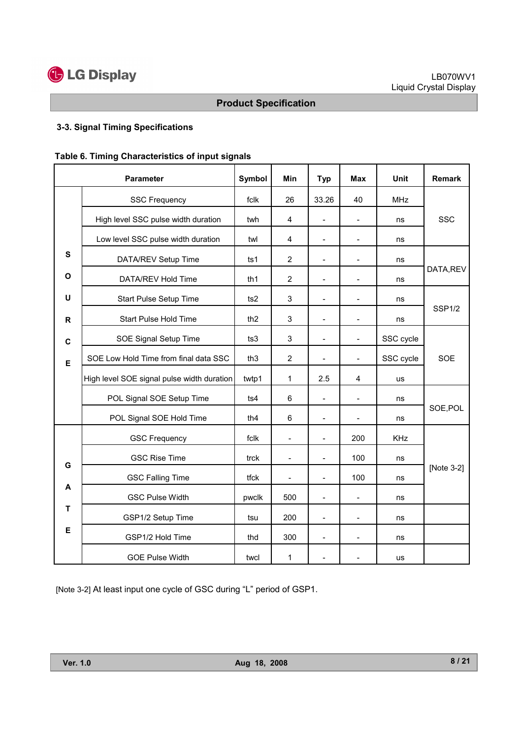### 3-3. Signal Timing Specifications

**Table 6. Timing Characteristics of input signals**

| | Parameter | Symbol | Min | Typ | Max | Unit | Remark |
|---|---|---|---|---|---|---|---|
| SOURCE | SSC Frequency | fclk | 26 | 33.26 | 40 | MHz | SSC |
| | High level SSC pulse width duration | twh | 4 | - | - | ns | |
| | Low level SSC pulse width duration | twl | 4 | - | - | ns | |
| | DATA/REV Setup Time | ts1 | 2 | - | - | ns | DATA,REV |
| | DATA/REV Hold Time | th1 | 2 | - | - | ns | |
| | Start Pulse Setup Time | ts2 | 3 | - | - | ns | SSP1/2 |
| | Start Pulse Hold Time | th2 | 3 | - | - | ns | |
| | SOE Signal Setup Time | ts3 | 3 | - | - | SSC cycle | SOE |
| | SOE Low Hold Time from final data SSC | th3 | 2 | - | - | SSC cycle | |
| | High level SOE signal pulse width duration | twtp1 | 1 | 2.5 | 4 | us | |
| | POL Signal SOE Setup Time | ts4 | 6 | - | - | ns | SOE,POL |
| | POL Signal SOE Hold Time | th4 | 6 | - | - | ns | |
| GATE | GSC Frequency | fclk | - | - | 200 | KHz | [Note 3-2] |
| | GSC Rise Time | trck | - | - | 100 | ns | |
| | GSC Falling Time | tfck | - | - | 100 | ns | |
| | GSC Pulse Width | pwclk | 500 | - | - | ns | |
| | GSP1/2 Setup Time | tsu | 200 | - | - | ns | |
| | GSP1/2 Hold Time | thd | 300 | - | - | ns | |
| | GOE Pulse Width | twcl | 1 | - | - | us | |

[Note 3-2] At least input one cycle of GSC during “L” period of GSP1.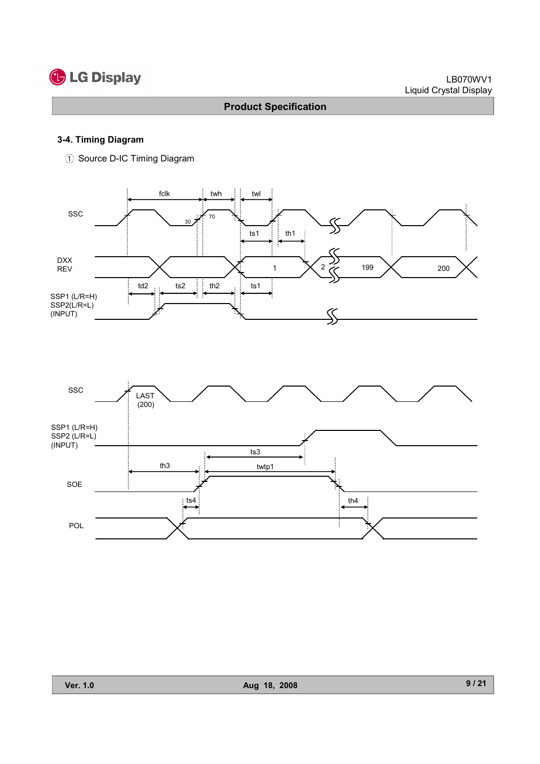### 3-4. Timing Diagram

① Source D-IC Timing Diagram

fclk twh twl

SSC

30 70

ts1 th1

DXX
REV

1 2 199 200

td2 ts2 th2 ts1

SSP1 (L/R=H)
SSP2(L/R=L)
(INPUT)

SSC

LAST
(200)

SSP1 (L/R=H)
SSP2 (L/R=L)
(INPUT)

ts3

th3 twtp1

SOE

ts4 th4

POL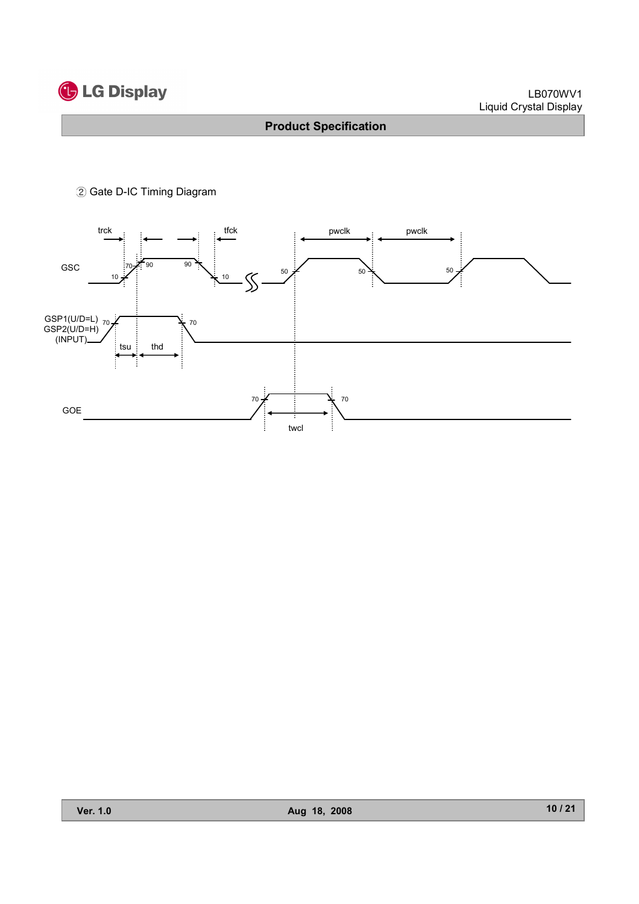② Gate D-IC Timing Diagram

trck tfck pwclk pwclk

GSC

10 70 90 90 10 50 50 50

GSP1(U/D=L)
GSP2(U/D=H)
(INPUT)

70 70

tsu thd

GOE

70 70

twcl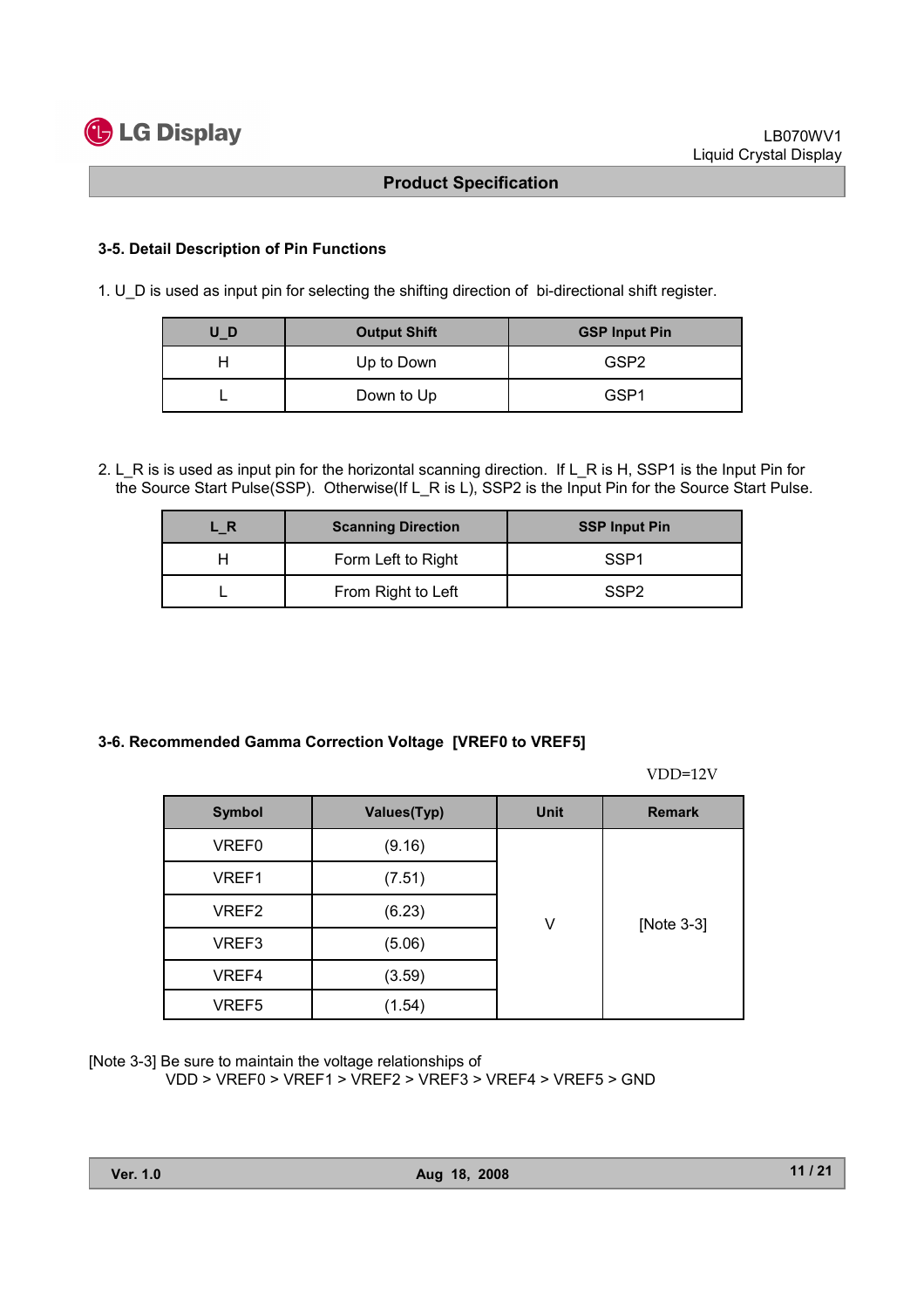### 3-5. Detail Description of Pin Functions

1. U_D is used as input pin for selecting the shifting direction of  bi-directional shift register.

| U_D | Output Shift | GSP Input Pin |
|---|---|---|
| H | Up to Down | GSP2 |
| L | Down to Up | GSP1 |

2. L_R is is used as input pin for the horizontal scanning direction.  If L_R is H, SSP1 is the Input Pin for the Source Start Pulse(SSP).  Otherwise(If L_R is L), SSP2 is the Input Pin for the Source Start Pulse.

| L_R | Scanning Direction | SSP Input Pin |
|---|---|---|
| H | Form Left to Right | SSP1 |
| L | From Right to Left | SSP2 |

### 3-6. Recommended Gamma Correction Voltage  [VREF0 to VREF5]

VDD=12V

| Symbol | Values(Typ) | Unit | Remark |
|---|---|---|---|
| VREF0 | (9.16) | V | [Note 3-3] |
| VREF1 | (7.51) | | |
| VREF2 | (6.23) | | |
| VREF3 | (5.06) | | |
| VREF4 | (3.59) | | |
| VREF5 | (1.54) | | |

[Note 3-3] Be sure to maintain the voltage relationships of
VDD > VREF0 > VREF1 > VREF2 > VREF3 > VREF4 > VREF5 > GND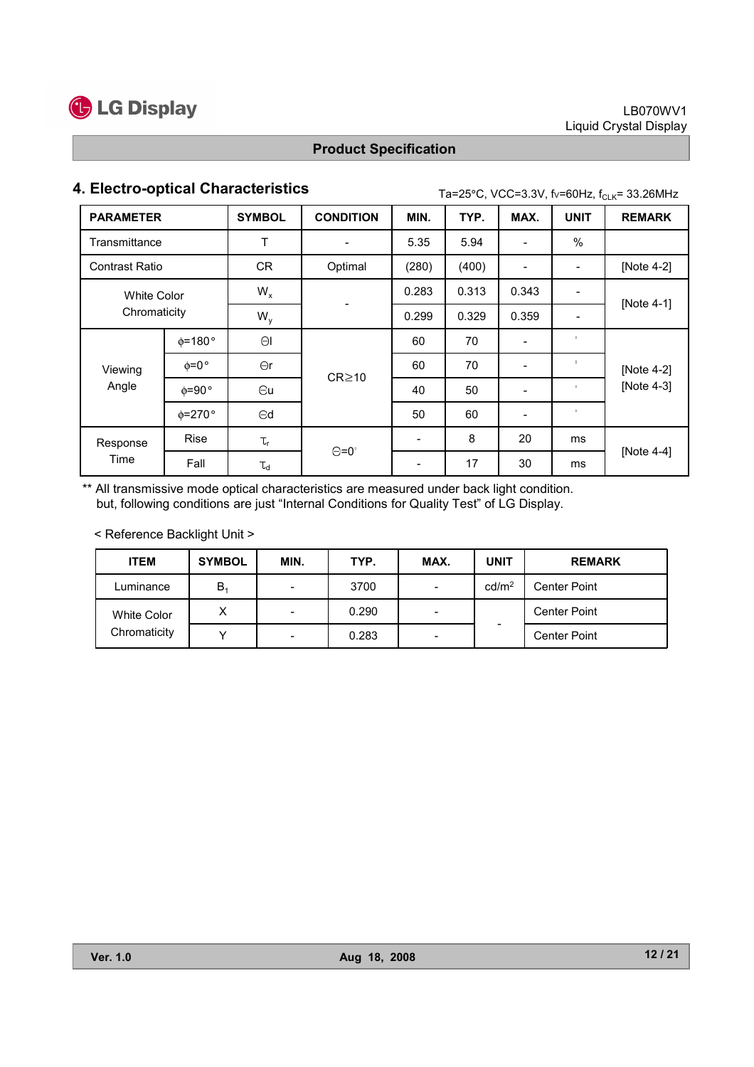## 4. Electro-optical Characteristics

Ta=25°C, VCC=3.3V, fv=60Hz, $f_{CLK}$= 33.26MHz

| PARAMETER | | SYMBOL | CONDITION | MIN. | TYP. | MAX. | UNIT | REMARK |
|---|---|---|---|---|---|---|---|---|
| Transmittance | | T | - | 5.35 | 5.94 | - | % | |
| Contrast Ratio | | CR | Optimal | (280) | (400) | - | - | [Note 4-2] |
| White Color Chromaticity | | $W_x$ | - | 0.283 | 0.313 | 0.343 | - | [Note 4-1] |
| | | $W_y$ | | 0.299 | 0.329 | 0.359 | - | |
| Viewing Angle | ϕ=180° | Θl | CR≥10 | 60 | 70 | - | ° | [Note 4-2] [Note 4-3] |
| | ϕ=0° | Θr | | 60 | 70 | - | ° | |
| | ϕ=90° | Θu | | 40 | 50 | - | ° | |
| | ϕ=270° | Θd | | 50 | 60 | - | ° | |
| Response Time | Rise | $T_r$ | Θ=0° | - | 8 | 20 | ms | [Note 4-4] |
| | Fall | $T_d$ | | - | 17 | 30 | ms | |

** All transmissive mode optical characteristics are measured under back light condition.
but, following conditions are just "Internal Conditions for Quality Test" of LG Display.

< Reference Backlight Unit >

| ITEM | SYMBOL | MIN. | TYP. | MAX. | UNIT | REMARK |
|---|---|---|---|---|---|---|
| Luminance | $B_1$ | - | 3700 | - | cd/m$^2$ | Center Point |
| White Color Chromaticity | X | - | 0.290 | - | - | Center Point |
| | Y | - | 0.283 | - | | Center Point |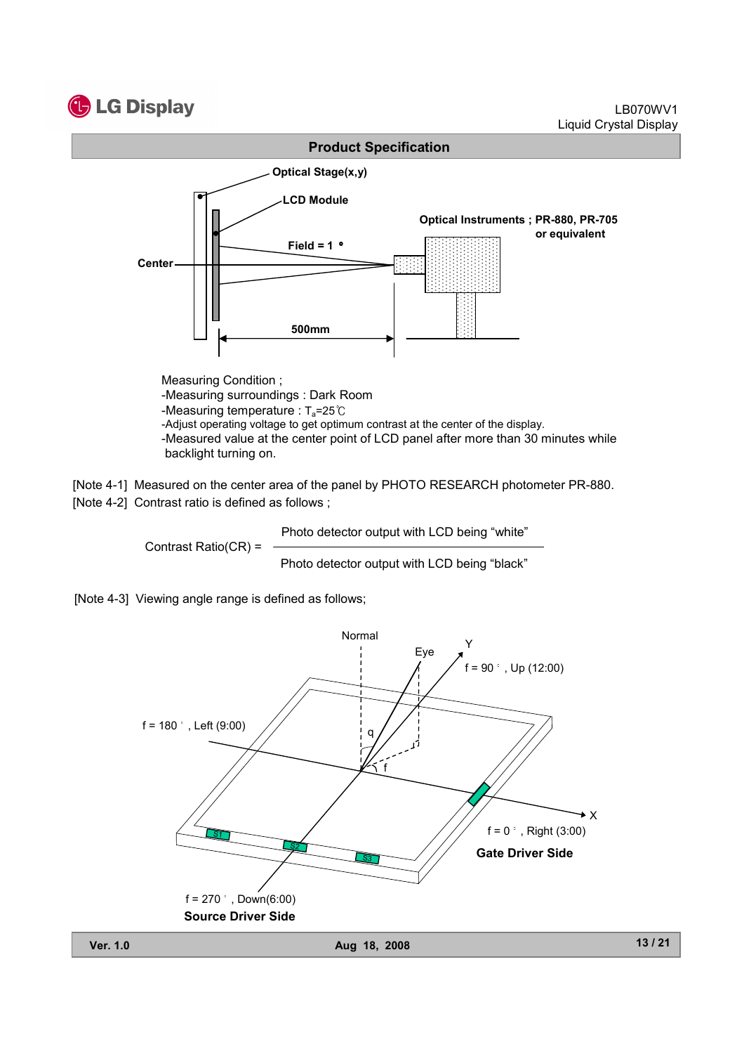## Product Specification

Optical Stage(x,y)

LCD Module

Optical Instruments ; PR-880, PR-705 or equivalent

Field = 1 °

Center

500mm

Measuring Condition ;
-Measuring surroundings : Dark Room
-Measuring temperature : $T_a$=25℃
-Adjust operating voltage to get optimum contrast at the center of the display.
-Measured value at the center point of LCD panel after more than 30 minutes while backlight turning on.

[Note 4-1] Measured on the center area of the panel by PHOTO RESEARCH photometer PR-880.

[Note 4-2] Contrast ratio is defined as follows ;

$$\text{Contrast Ratio(CR)} = \frac{\text{Photo detector output with LCD being "white"}}{\text{Photo detector output with LCD being "black"}}$$

[Note 4-3] Viewing angle range is defined as follows;

Normal

Eye

Y

f = 90 ° , Up (12:00)

f = 180 ° , Left (9:00)

q

f

X

f = 0 ° , Right (3:00)

**Gate Driver Side**

f = 270 ° , Down(6:00)

**Source Driver Side**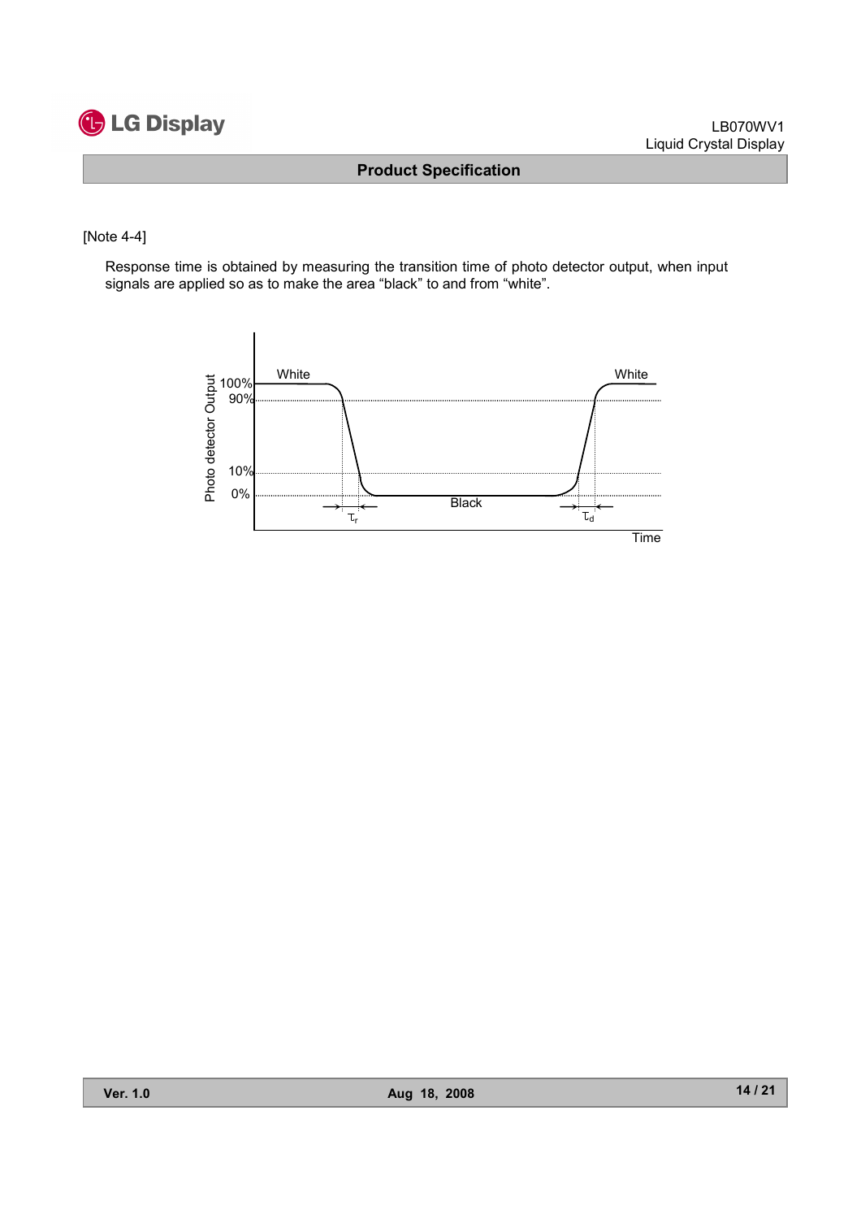[Note 4-4]

Response time is obtained by measuring the transition time of photo detector output, when input signals are applied so as to make the area “black” to and from “white”.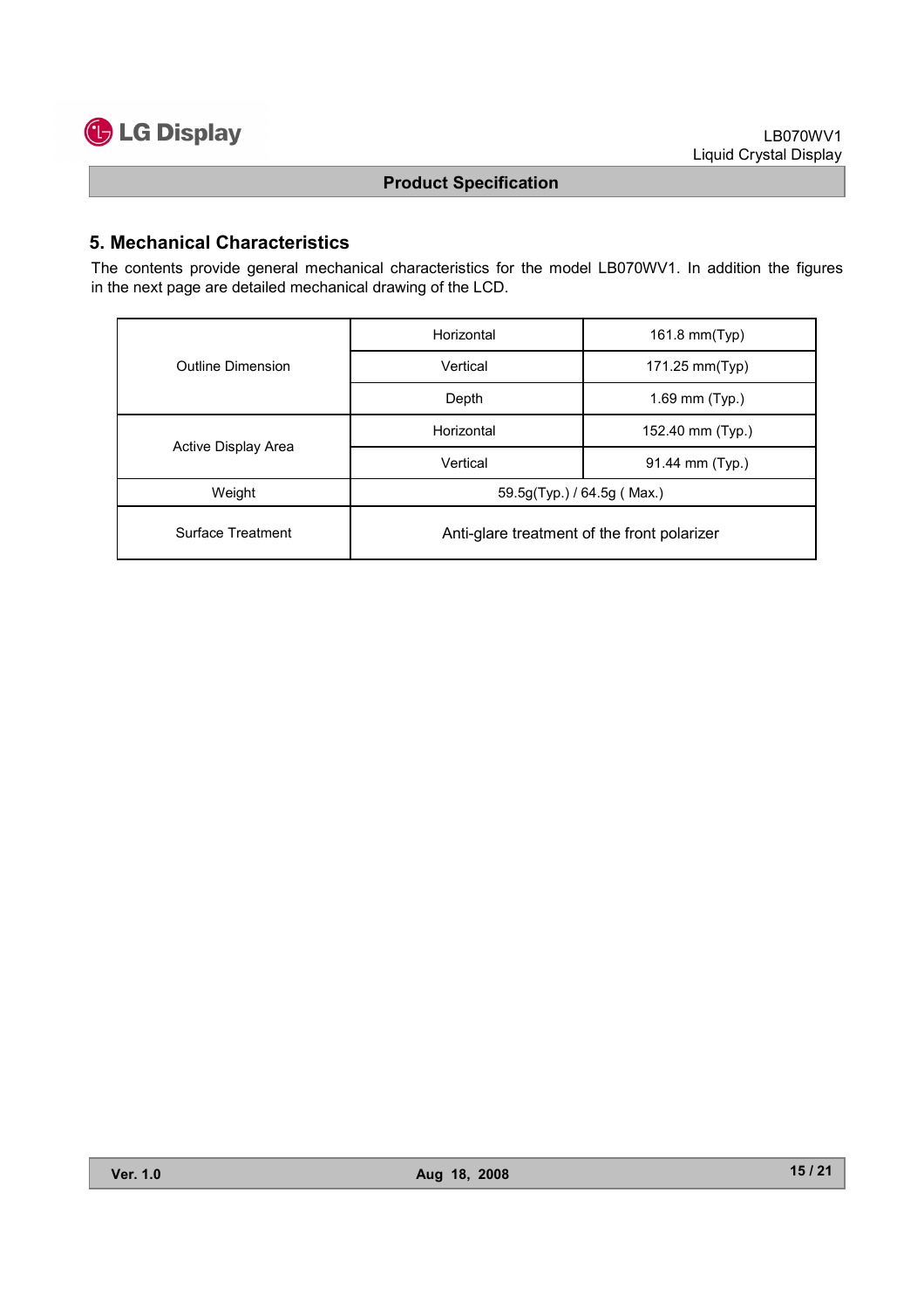## 5. Mechanical Characteristics

The contents provide general mechanical characteristics for the model LB070WV1. In addition the figures in the next page are detailed mechanical drawing of the LCD.

| | | |
|---|---|---|
| Outline Dimension | Horizontal | 161.8 mm(Typ) |
| | Vertical | 171.25 mm(Typ) |
| | Depth | 1.69 mm (Typ.) |
| Active Display Area | Horizontal | 152.40 mm (Typ.) |
| | Vertical | 91.44 mm (Typ.) |
| Weight | 59.5g(Typ.) / 64.5g ( Max.) | |
| Surface Treatment | Anti-glare treatment of the front polarizer | |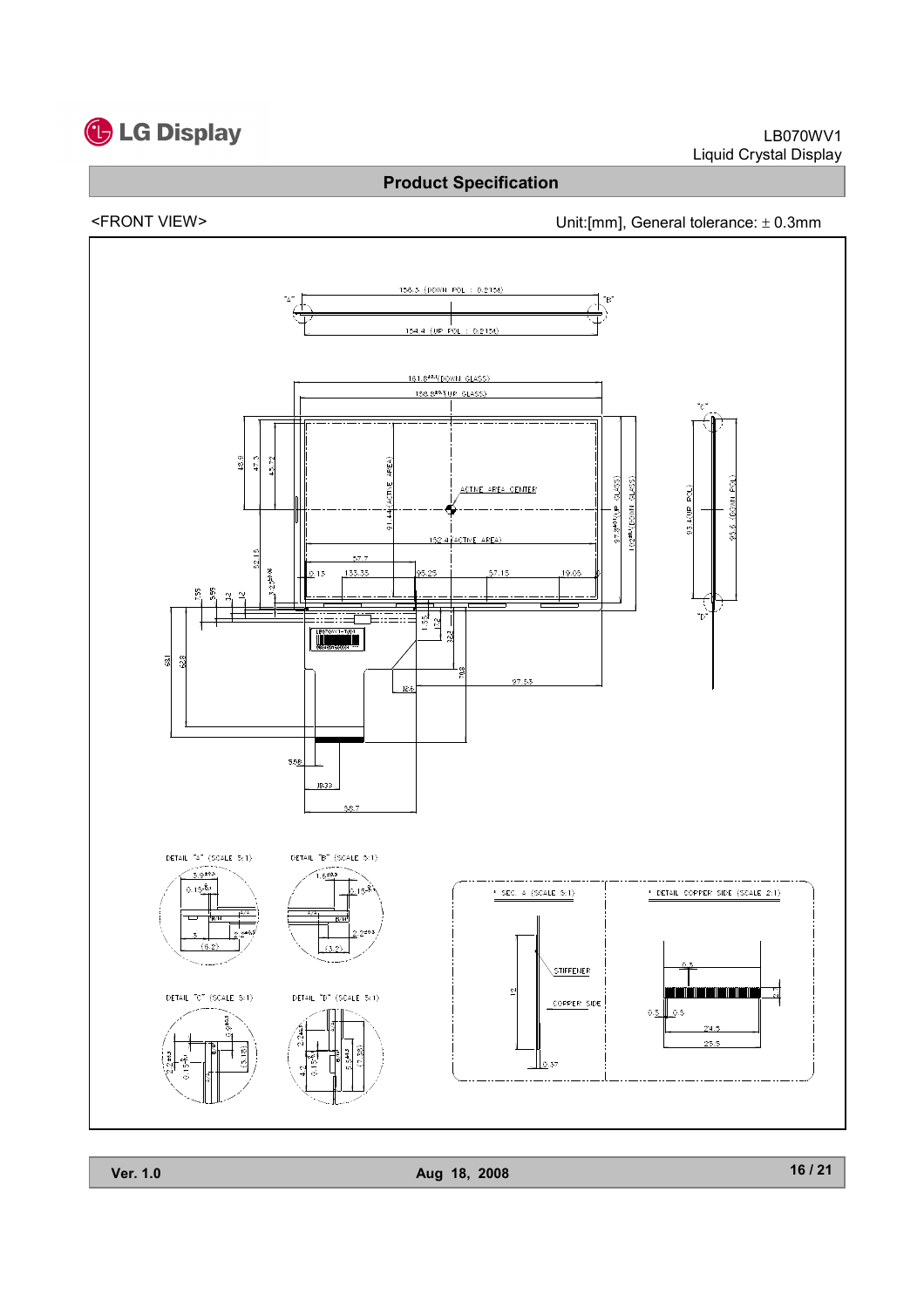<FRONT VIEW>

Unit:[mm], General tolerance: ± 0.3mm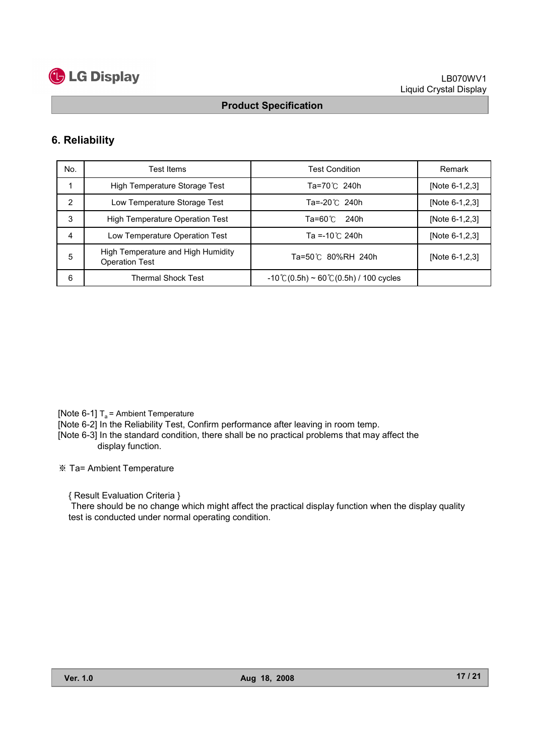## 6. Reliability

| No. | Test Items | Test Condition | Remark |
|---|---|---|---|
| 1 | High Temperature Storage Test | Ta=70℃ 240h | [Note 6-1,2,3] |
| 2 | Low Temperature Storage Test | Ta=-20℃ 240h | [Note 6-1,2,3] |
| 3 | High Temperature Operation Test | Ta=60℃ 240h | [Note 6-1,2,3] |
| 4 | Low Temperature Operation Test | Ta =-10℃ 240h | [Note 6-1,2,3] |
| 5 | High Temperature and High Humidity Operation Test | Ta=50℃ 80%RH 240h | [Note 6-1,2,3] |
| 6 | Thermal Shock Test | -10℃(0.5h) ~ 60℃(0.5h) / 100 cycles | |

[Note 6-1] $T_a$ = Ambient Temperature
[Note 6-2] In the Reliability Test, Confirm performance after leaving in room temp.
[Note 6-3] In the standard condition, there shall be no practical problems that may affect the display function.

※ Ta= Ambient Temperature

{ Result Evaluation Criteria }
There should be no change which might affect the practical display function when the display quality test is conducted under normal operating condition.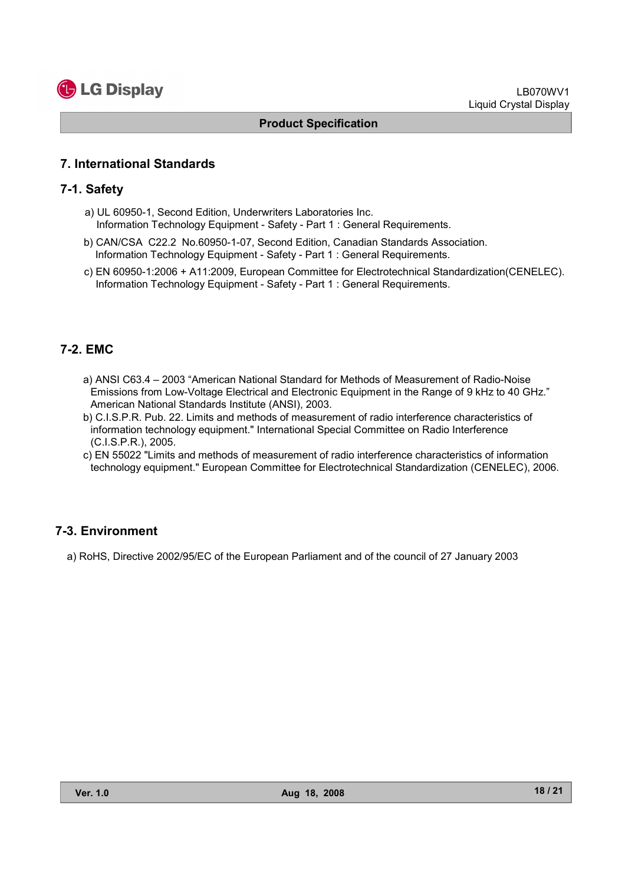## 7. International Standards

### 7-1. Safety

a) UL 60950-1, Second Edition, Underwriters Laboratories Inc.
   Information Technology Equipment - Safety - Part 1 : General Requirements.

b) CAN/CSA C22.2 No.60950-1-07, Second Edition, Canadian Standards Association.
   Information Technology Equipment - Safety - Part 1 : General Requirements.

c) EN 60950-1:2006 + A11:2009, European Committee for Electrotechnical Standardization(CENELEC).
   Information Technology Equipment - Safety - Part 1 : General Requirements.

### 7-2. EMC

a) ANSI C63.4 – 2003 "American National Standard for Methods of Measurement of Radio-Noise Emissions from Low-Voltage Electrical and Electronic Equipment in the Range of 9 kHz to 40 GHz." American National Standards Institute (ANSI), 2003.

b) C.I.S.P.R. Pub. 22. Limits and methods of measurement of radio interference characteristics of information technology equipment." International Special Committee on Radio Interference (C.I.S.P.R.), 2005.

c) EN 55022 "Limits and methods of measurement of radio interference characteristics of information technology equipment." European Committee for Electrotechnical Standardization (CENELEC), 2006.

### 7-3. Environment

a) RoHS, Directive 2002/95/EC of the European Parliament and of the council of 27 January 2003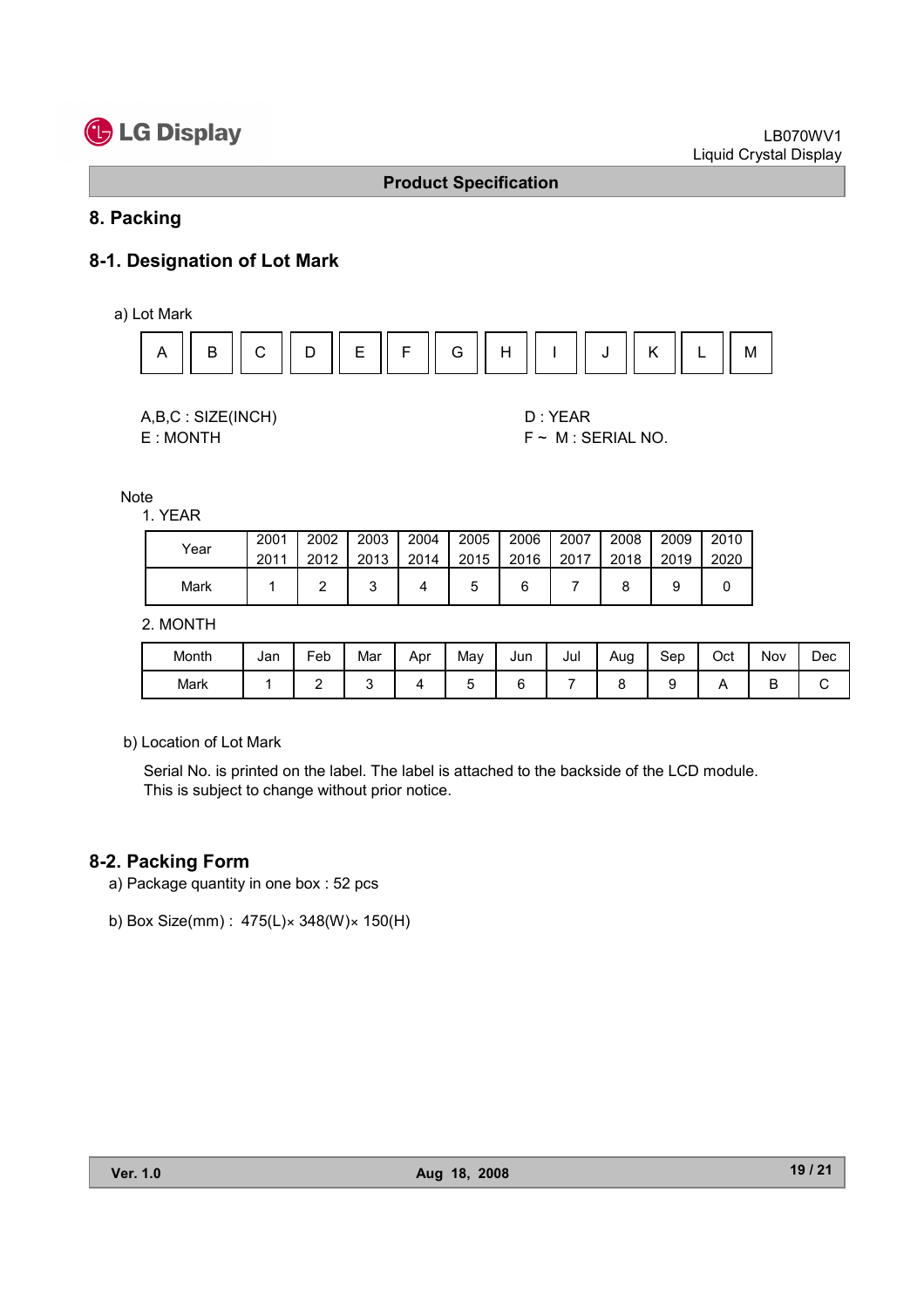## 8. Packing

### 8-1. Designation of Lot Mark

a) Lot Mark

| A | B | C | D | E | F | G | H | I | J | K | L | M |
|---|---|---|---|---|---|---|---|---|---|---|---|---|

A,B,C : SIZE(INCH)
E : MONTH

D : YEAR
F ~ M : SERIAL NO.

Note

1. YEAR

| Year | 2001<br>2011 | 2002<br>2012 | 2003<br>2013 | 2004<br>2014 | 2005<br>2015 | 2006<br>2016 | 2007<br>2017 | 2008<br>2018 | 2009<br>2019 | 2010<br>2020 |
|---|---|---|---|---|---|---|---|---|---|---|
| Mark | 1 | 2 | 3 | 4 | 5 | 6 | 7 | 8 | 9 | 0 |

2. MONTH

| Month | Jan | Feb | Mar | Apr | May | Jun | Jul | Aug | Sep | Oct | Nov | Dec |
|---|---|---|---|---|---|---|---|---|---|---|---|---|
| Mark | 1 | 2 | 3 | 4 | 5 | 6 | 7 | 8 | 9 | A | B | C |

b) Location of Lot Mark

Serial No. is printed on the label. The label is attached to the backside of the LCD module.
This is subject to change without prior notice.

### 8-2. Packing Form

a) Package quantity in one box : 52 pcs

b) Box Size(mm) : 475(L)× 348(W)× 150(H)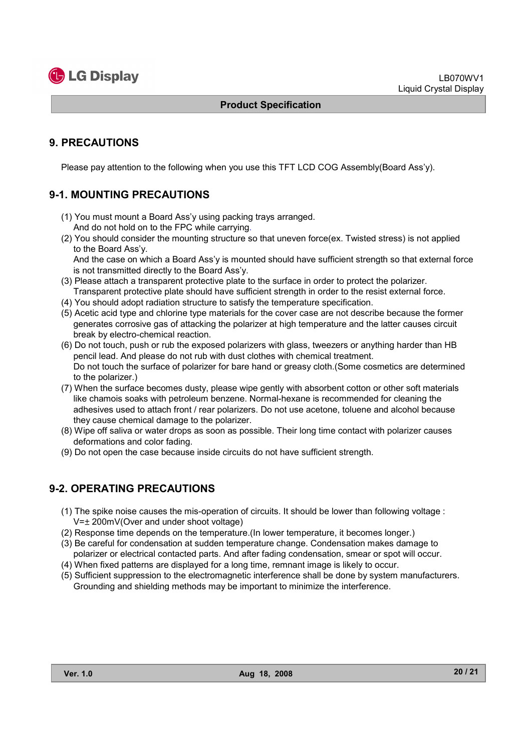## 9. PRECAUTIONS

Please pay attention to the following when you use this TFT LCD COG Assembly(Board Ass'y).

### 9-1. MOUNTING PRECAUTIONS

(1) You must mount a Board Ass'y using packing trays arranged.
And do not hold on to the FPC while carrying.

(2) You should consider the mounting structure so that uneven force(ex. Twisted stress) is not applied to the Board Ass'y.
And the case on which a Board Ass'y is mounted should have sufficient strength so that external force is not transmitted directly to the Board Ass'y.

(3) Please attach a transparent protective plate to the surface in order to protect the polarizer.
Transparent protective plate should have sufficient strength in order to the resist external force.

(4) You should adopt radiation structure to satisfy the temperature specification.

(5) Acetic acid type and chlorine type materials for the cover case are not describe because the former generates corrosive gas of attacking the polarizer at high temperature and the latter causes circuit break by electro-chemical reaction.

(6) Do not touch, push or rub the exposed polarizers with glass, tweezers or anything harder than HB pencil lead. And please do not rub with dust clothes with chemical treatment.
Do not touch the surface of polarizer for bare hand or greasy cloth.(Some cosmetics are determined to the polarizer.)

(7) When the surface becomes dusty, please wipe gently with absorbent cotton or other soft materials like chamois soaks with petroleum benzene. Normal-hexane is recommended for cleaning the adhesives used to attach front / rear polarizers. Do not use acetone, toluene and alcohol because they cause chemical damage to the polarizer.

(8) Wipe off saliva or water drops as soon as possible. Their long time contact with polarizer causes deformations and color fading.

(9) Do not open the case because inside circuits do not have sufficient strength.

### 9-2. OPERATING PRECAUTIONS

(1) The spike noise causes the mis-operation of circuits. It should be lower than following voltage :
V=± 200mV(Over and under shoot voltage)

(2) Response time depends on the temperature.(In lower temperature, it becomes longer.)

(3) Be careful for condensation at sudden temperature change. Condensation makes damage to polarizer or electrical contacted parts. And after fading condensation, smear or spot will occur.

(4) When fixed patterns are displayed for a long time, remnant image is likely to occur.

(5) Sufficient suppression to the electromagnetic interference shall be done by system manufacturers.
Grounding and shielding methods may be important to minimize the interference.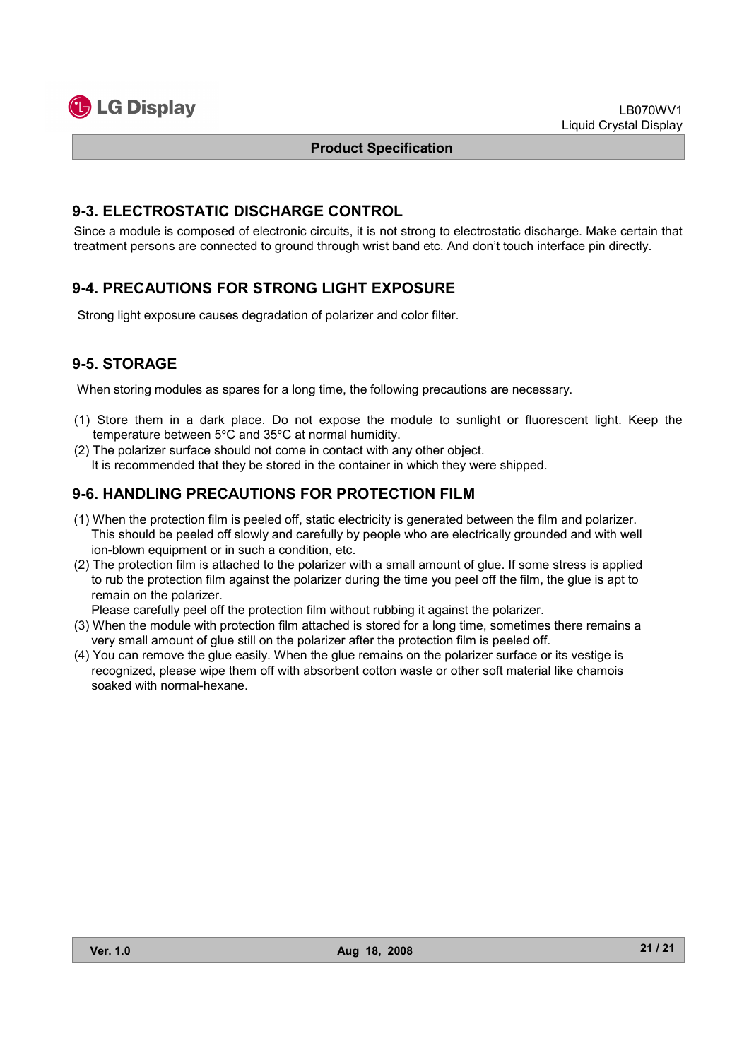## 9-3. ELECTROSTATIC DISCHARGE CONTROL

Since a module is composed of electronic circuits, it is not strong to electrostatic discharge. Make certain that treatment persons are connected to ground through wrist band etc. And don't touch interface pin directly.

## 9-4. PRECAUTIONS FOR STRONG LIGHT EXPOSURE

Strong light exposure causes degradation of polarizer and color filter.

## 9-5. STORAGE

When storing modules as spares for a long time, the following precautions are necessary.

(1) Store them in a dark place. Do not expose the module to sunlight or fluorescent light. Keep the temperature between 5°C and 35°C at normal humidity.
(2) The polarizer surface should not come in contact with any other object.
It is recommended that they be stored in the container in which they were shipped.

## 9-6. HANDLING PRECAUTIONS FOR PROTECTION FILM

(1) When the protection film is peeled off, static electricity is generated between the film and polarizer. This should be peeled off slowly and carefully by people who are electrically grounded and with well ion-blown equipment or in such a condition, etc.
(2) The protection film is attached to the polarizer with a small amount of glue. If some stress is applied to rub the protection film against the polarizer during the time you peel off the film, the glue is apt to remain on the polarizer.
Please carefully peel off the protection film without rubbing it against the polarizer.
(3) When the module with protection film attached is stored for a long time, sometimes there remains a very small amount of glue still on the polarizer after the protection film is peeled off.
(4) You can remove the glue easily. When the glue remains on the polarizer surface or its vestige is recognized, please wipe them off with absorbent cotton waste or other soft material like chamois soaked with normal-hexane.